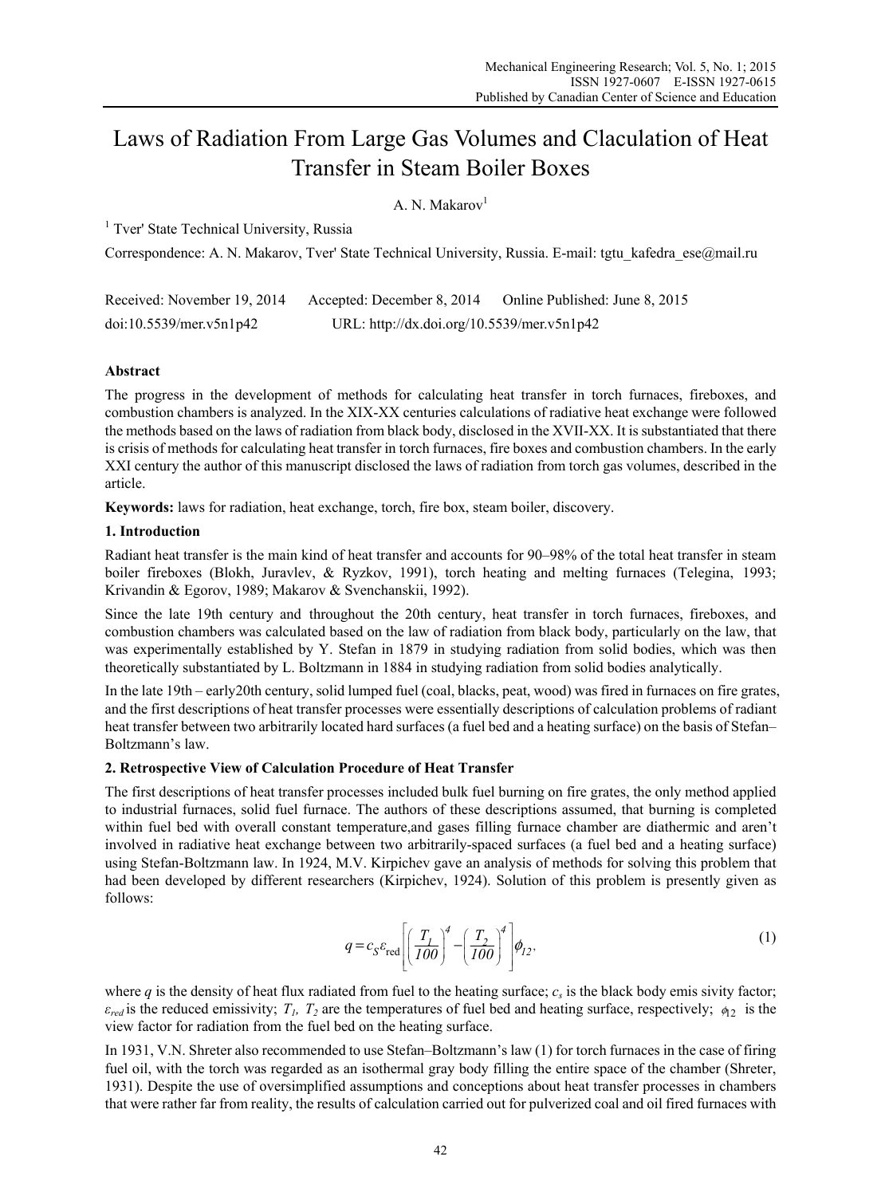# Laws of Radiation From Large Gas Volumes and Claculation of Heat Transfer in Steam Boiler Boxes

A. N. Makarov[1]

[1] Tver' State Technical University, Russia

Correspondence: A. N. Makarov, Tver' State Technical University, Russia. E-mail: tgtu_kafedra_ese@mail.ru

Received: November 19, 2014 Accepted: December 8, 2014 Online Published: June 8, 2015

doi:10.5539/mer.v5n1p42 URL: http://dx.doi.org/10.5539/mer.v5n1p42

## Abstract

The progress in the development of methods for calculating heat transfer in torch furnaces, fireboxes, and combustion chambers is analyzed. In the XIX-XX centuries calculations of radiative heat exchange were followed the methods based on the laws of radiation from black body, disclosed in the XVII-XX. It is substantiated that there is crisis of methods for calculating heat transfer in torch furnaces, fire boxes and combustion chambers. In the early XXI century the author of this manuscript disclosed the laws of radiation from torch gas volumes, described in the article.

**Keywords:** laws for radiation, heat exchange, torch, fire box, steam boiler, discovery.

## 1. Introduction

Radiant heat transfer is the main kind of heat transfer and accounts for 90–98% of the total heat transfer in steam boiler fireboxes (Blokh, Juravlev, & Ryzkov, 1991), torch heating and melting furnaces (Telegina, 1993; Krivandin & Egorov, 1989; Makarov & Svenchanskii, 1992).

Since the late 19th century and throughout the 20th century, heat transfer in torch furnaces, fireboxes, and combustion chambers was calculated based on the law of radiation from black body, particularly on the law, that was experimentally established by Y. Stefan in 1879 in studying radiation from solid bodies, which was then theoretically substantiated by L. Boltzmann in 1884 in studying radiation from solid bodies analytically.

In the late 19th – early20th century, solid lumped fuel (coal, blacks, peat, wood) was fired in furnaces on fire grates, and the first descriptions of heat transfer processes were essentially descriptions of calculation problems of radiant heat transfer between two arbitrarily located hard surfaces (a fuel bed and a heating surface) on the basis of Stefan–Boltzmann's law.

## 2. Retrospective View of Calculation Procedure of Heat Transfer

The first descriptions of heat transfer processes included bulk fuel burning on fire grates, the only method applied to industrial furnaces, solid fuel furnace. The authors of these descriptions assumed, that burning is completed within fuel bed with overall constant temperature,and gases filling furnace chamber are diathermic and aren't involved in radiative heat exchange between two arbitrarily-spaced surfaces (a fuel bed and a heating surface) using Stefan-Boltzmann law. In 1924, M.V. Kirpichev gave an analysis of methods for solving this problem that had been developed by different researchers (Kirpichev, 1924). Solution of this problem is presently given as follows:

$$q = c_S \varepsilon_{\text{red}} \left[ \left( \frac{T_1}{100} \right)^4 - \left( \frac{T_2}{100} \right)^4 \right] \phi_{12}, \tag{1}$$

where $q$ is the density of heat flux radiated from fuel to the heating surface; $c_s$ is the black body emis sivity factor; $\varepsilon_{red}$ is the reduced emissivity; $T_1$, $T_2$ are the temperatures of fuel bed and heating surface, respectively; $\phi_{12}$ is the view factor for radiation from the fuel bed on the heating surface.

In 1931, V.N. Shreter also recommended to use Stefan–Boltzmann's law (1) for torch furnaces in the case of firing fuel oil, with the torch was regarded as an isothermal gray body filling the entire space of the chamber (Shreter, 1931). Despite the use of oversimplified assumptions and conceptions about heat transfer processes in chambers that were rather far from reality, the results of calculation carried out for pulverized coal and oil fired furnaces with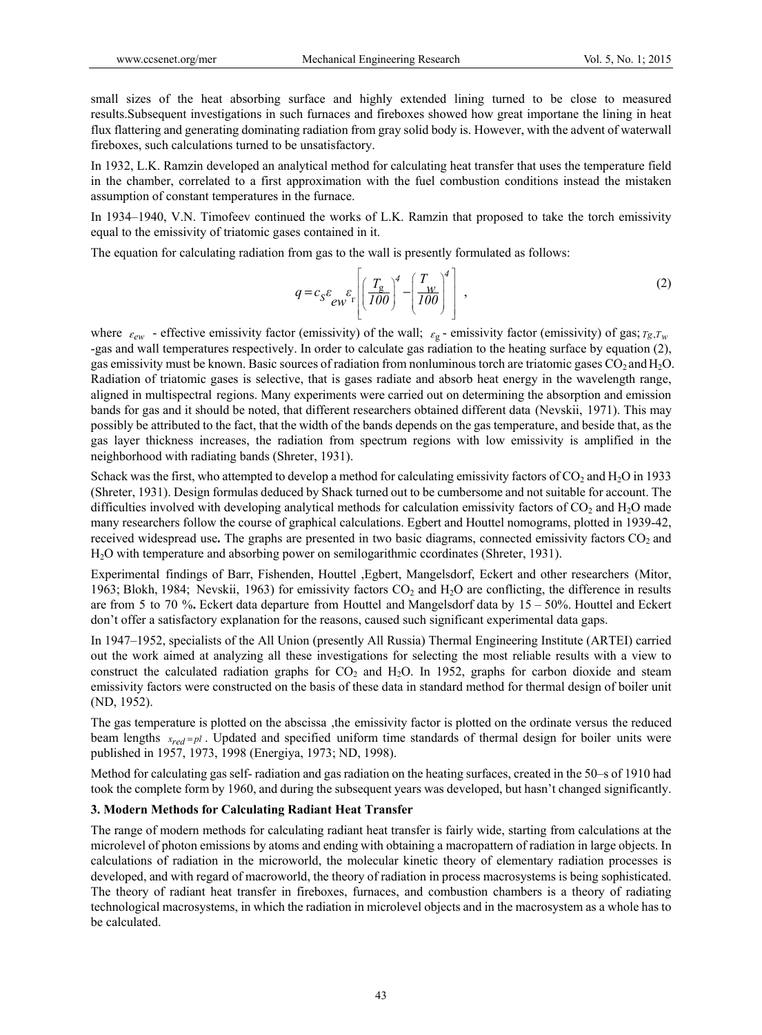small sizes of the heat absorbing surface and highly extended lining turned to be close to measured results.Subsequent investigations in such furnaces and fireboxes showed how great importane the lining in heat flux flattering and generating dominating radiation from gray solid body is. However, with the advent of waterwall fireboxes, such calculations turned to be unsatisfactory.

In 1932, L.K. Ramzin developed an analytical method for calculating heat transfer that uses the temperature field in the chamber, correlated to a first approximation with the fuel combustion conditions instead the mistaken assumption of constant temperatures in the furnace.

In 1934–1940, V.N. Timofeev continued the works of L.K. Ramzin that proposed to take the torch emissivity equal to the emissivity of triatomic gases contained in it.

The equation for calculating radiation from gas to the wall is presently formulated as follows:

$$q = c_S \varepsilon_{ew} \varepsilon_{\text{г}} \left[ \left( \frac{T_{\text{g}}}{100} \right)^4 - \left( \frac{T_w}{100} \right)^4 \right] , \tag{2}$$

where $\varepsilon_{ew}$ - effective emissivity factor (emissivity) of the wall; $\varepsilon_{\text{g}}$ - emissivity factor (emissivity) of gas; $T_g, T_w$ -gas and wall temperatures respectively. In order to calculate gas radiation to the heating surface by equation (2), gas emissivity must be known. Basic sources of radiation from nonluminous torch are triatomic gases $CO_2$ and $H_2O$. Radiation of triatomic gases is selective, that is gases radiate and absorb heat energy in the wavelength range, aligned in multispectral regions. Many experiments were carried out on determining the absorption and emission bands for gas and it should be noted, that different researchers obtained different data (Nevskii, 1971). This may possibly be attributed to the fact, that the width of the bands depends on the gas temperature, and beside that, as the gas layer thickness increases, the radiation from spectrum regions with low emissivity is amplified in the neighborhood with radiating bands (Shreter, 1931).

Schack was the first, who attempted to develop a method for calculating emissivity factors of $CO_2$ and $H_2O$ in 1933 (Shreter, 1931). Design formulas deduced by Shack turned out to be cumbersome and not suitable for account. The difficulties involved with developing analytical methods for calculation emissivity factors of $CO_2$ and $H_2O$ made many researchers follow the course of graphical calculations. Egbert and Houttel nomograms, plotted in 1939-42, received widespread use**.** The graphs are presented in two basic diagrams, connected emissivity factors $CO_2$ and $H_2O$ with temperature and absorbing power on semilogarithmic ccordinates (Shreter, 1931).

Experimental findings of Barr, Fishenden, Houttel ,Egbert, Mangelsdorf, Eckert and other researchers (Mitor, 1963; Blokh, 1984; Nevskii, 1963) for emissivity factors $CO_2$ and $H_2O$ are conflicting, the difference in results are from 5 to 70 %**.** Eckert data departure from Houttel and Mangelsdorf data by 15 – 50%. Houttel and Eckert don't offer a satisfactory explanation for the reasons, caused such significant experimental data gaps.

In 1947–1952, specialists of the All Union (presently All Russia) Thermal Engineering Institute (ARTEI) carried out the work aimed at analyzing all these investigations for selecting the most reliable results with a view to construct the calculated radiation graphs for $CO_2$ and $H_2O$. In 1952, graphs for carbon dioxide and steam emissivity factors were constructed on the basis of these data in standard method for thermal design of boiler unit (ND, 1952).

The gas temperature is plotted on the abscissa ,the emissivity factor is plotted on the ordinate versus the reduced beam lengths $x_{red} = pl$ . Updated and specified uniform time standards of thermal design for boiler units were published in 1957, 1973, 1998 (Energiya, 1973; ND, 1998).

Method for calculating gas self- radiation and gas radiation on the heating surfaces, created in the 50–s of 1910 had took the complete form by 1960, and during the subsequent years was developed, but hasn't changed significantly.

### 3. Modern Methods for Calculating Radiant Heat Transfer

The range of modern methods for calculating radiant heat transfer is fairly wide, starting from calculations at the microlevel of photon emissions by atoms and ending with obtaining a macropattern of radiation in large objects. In calculations of radiation in the microworld, the molecular kinetic theory of elementary radiation processes is developed, and with regard of macroworld, the theory of radiation in process macrosystems is being sophisticated. The theory of radiant heat transfer in fireboxes, furnaces, and combustion chambers is a theory of radiating technological macrosystems, in which the radiation in microlevel objects and in the macrosystem as a whole has to be calculated.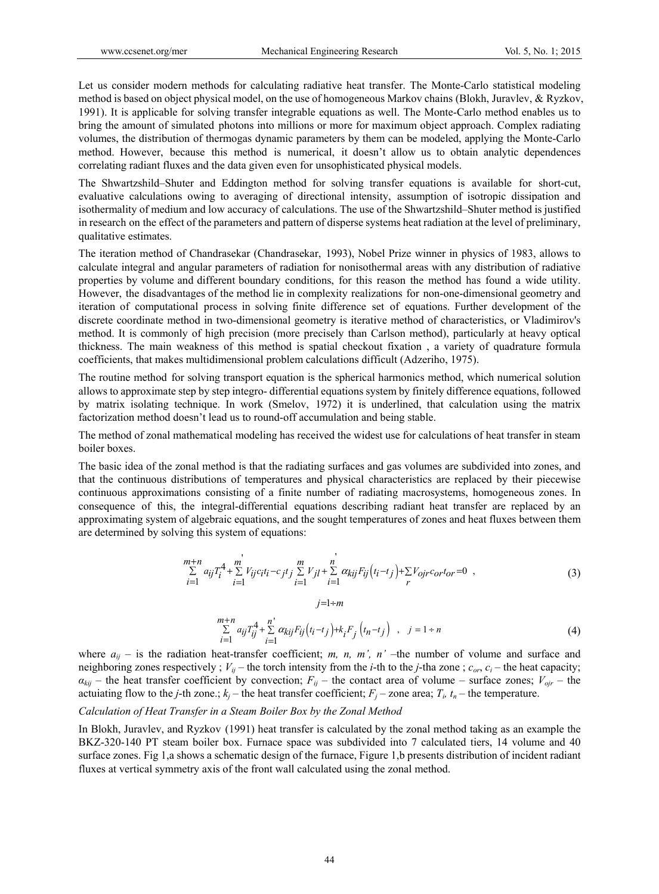Let us consider modern methods for calculating radiative heat transfer. The Monte-Carlo statistical modeling method is based on object physical model, on the use of homogeneous Markov chains (Blokh, Juravlev, & Ryzkov, 1991). It is applicable for solving transfer integrable equations as well. The Monte-Carlo method enables us to bring the amount of simulated photons into millions or more for maximum object approach. Complex radiating volumes, the distribution of thermogas dynamic parameters by them can be modeled, applying the Monte-Carlo method. However, because this method is numerical, it doesn't allow us to obtain analytic dependences correlating radiant fluxes and the data given even for unsophisticated physical models.

The Shwartzshild–Shuter and Eddington method for solving transfer equations is available for short-cut, evaluative calculations owing to averaging of directional intensity, assumption of isotropic dissipation and isothermality of medium and low accuracy of calculations. The use of the Shwartzshild–Shuter method is justified in research on the effect of the parameters and pattern of disperse systems heat radiation at the level of preliminary, qualitative estimates.

The iteration method of Chandrasekar (Chandrasekar, 1993), Nobel Prize winner in physics of 1983, allows to calculate integral and angular parameters of radiation for nonisothermal areas with any distribution of radiative properties by volume and different boundary conditions, for this reason the method has found a wide utility. However, the disadvantages of the method lie in complexity realizations for non-one-dimensional geometry and iteration of computational process in solving finite difference set of equations. Further development of the discrete coordinate method in two-dimensional geometry is iterative method of characteristics, or Vladimirov's method. It is commonly of high precision (more precisely than Carlson method), particularly at heavy optical thickness. The main weakness of this method is spatial checkout fixation , a variety of quadrature formula coefficients, that makes multidimensional problem calculations difficult (Adzeriho, 1975).

The routine method for solving transport equation is the spherical harmonics method, which numerical solution allows to approximate step by step integro- differential equations system by finitely difference equations, followed by matrix isolating technique. In work (Smelov, 1972) it is underlined, that calculation using the matrix factorization method doesn't lead us to round-off accumulation and being stable.

The method of zonal mathematical modeling has received the widest use for calculations of heat transfer in steam boiler boxes.

The basic idea of the zonal method is that the radiating surfaces and gas volumes are subdivided into zones, and that the continuous distributions of temperatures and physical characteristics are replaced by their piecewise continuous approximations consisting of a finite number of radiating macrosystems, homogeneous zones. In consequence of this, the integral-differential equations describing radiant heat transfer are replaced by an approximating system of algebraic equations, and the sought temperatures of zones and heat fluxes between them are determined by solving this system of equations:

$$\sum_{i=1}^{m+n} a_{ij}T_i^4 + \sum_{i=1}^{m'} V_{ij}c_i t_i - c_j t_j \sum_{i=1}^{m} V_{jl} + \sum_{i=1}^{n'} \alpha_{kij}F_{ij}\left(t_i - t_j\right) + \sum_r V_{ojr}c_{or}t_{or} = 0 \ , \qquad (3)$$

$$j = 1 \div m$$

$$\sum_{i=1}^{m+n} a_{ij}T_{ij}^4 + \sum_{i=1}^{n'} \alpha_{kij}F_{ij}\left(t_i - t_j\right) + k_i F_j\left(t_n - t_j\right) \ , \quad j = 1 \div n \qquad (4)$$

where $a_{ij}$ – is the radiation heat-transfer coefficient; *m, n, m', n'* –the number of volume and surface and neighboring zones respectively ; $V_{ij}$ – the torch intensity from the *i*-th to the *j*-tha zone ; $c_{or}$, $c_i$ – the heat capacity; $\alpha_{kij}$ – the heat transfer coefficient by convection; $F_{ij}$ – the contact area of volume – surface zones; $V_{ojr}$ – the actuiating flow to the *j*-th zone.; $k_j$ – the heat transfer coefficient; $F_j$ – zone area; $T_i$, $t_n$ – the temperature.

*Calculation of Heat Transfer in a Steam Boiler Box by the Zonal Method*

In Blokh, Juravlev, and Ryzkov (1991) heat transfer is calculated by the zonal method taking as an example the BKZ-320-140 PT steam boiler box. Furnace space was subdivided into 7 calculated tiers, 14 volume and 40 surface zones. Fig 1,a shows a schematic design of the furnace, Figure 1,b presents distribution of incident radiant fluxes at vertical symmetry axis of the front wall calculated using the zonal method.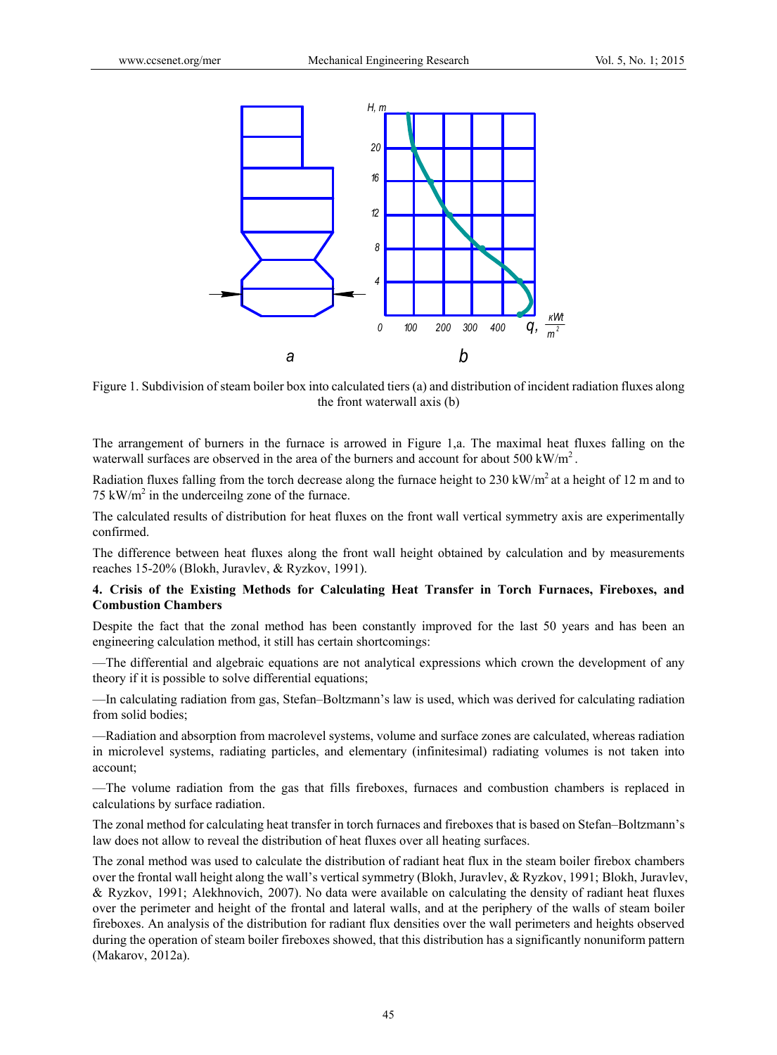Figure 1. Subdivision of steam boiler box into calculated tiers (a) and distribution of incident radiation fluxes along the front waterwall axis (b)

The arrangement of burners in the furnace is arrowed in Figure 1,a. The maximal heat fluxes falling on the waterwall surfaces are observed in the area of the burners and account for about 500 kW/m$^2$.

Radiation fluxes falling from the torch decrease along the furnace height to 230 kW/m$^2$ at a height of 12 m and to 75 kW/m$^2$ in the underceilng zone of the furnace.

The calculated results of distribution for heat fluxes on the front wall vertical symmetry axis are experimentally confirmed.

The difference between heat fluxes along the front wall height obtained by calculation and by measurements reaches 15-20% (Blokh, Juravlev, & Ryzkov, 1991).

## 4. Crisis of the Existing Methods for Calculating Heat Transfer in Torch Furnaces, Fireboxes, and Combustion Chambers

Despite the fact that the zonal method has been constantly improved for the last 50 years and has been an engineering calculation method, it still has certain shortcomings:

—The differential and algebraic equations are not analytical expressions which crown the development of any theory if it is possible to solve differential equations;

—In calculating radiation from gas, Stefan–Boltzmann's law is used, which was derived for calculating radiation from solid bodies;

—Radiation and absorption from macrolevel systems, volume and surface zones are calculated, whereas radiation in microlevel systems, radiating particles, and elementary (infinitesimal) radiating volumes is not taken into account;

—The volume radiation from the gas that fills fireboxes, furnaces and combustion chambers is replaced in calculations by surface radiation.

The zonal method for calculating heat transfer in torch furnaces and fireboxes that is based on Stefan–Boltzmann's law does not allow to reveal the distribution of heat fluxes over all heating surfaces.

The zonal method was used to calculate the distribution of radiant heat flux in the steam boiler firebox chambers over the frontal wall height along the wall's vertical symmetry (Blokh, Juravlev, & Ryzkov, 1991; Blokh, Juravlev, & Ryzkov, 1991; Alekhnovich, 2007). No data were available on calculating the density of radiant heat fluxes over the perimeter and height of the frontal and lateral walls, and at the periphery of the walls of steam boiler fireboxes. An analysis of the distribution for radiant flux densities over the wall perimeters and heights observed during the operation of steam boiler fireboxes showed, that this distribution has a significantly nonuniform pattern (Makarov, 2012a).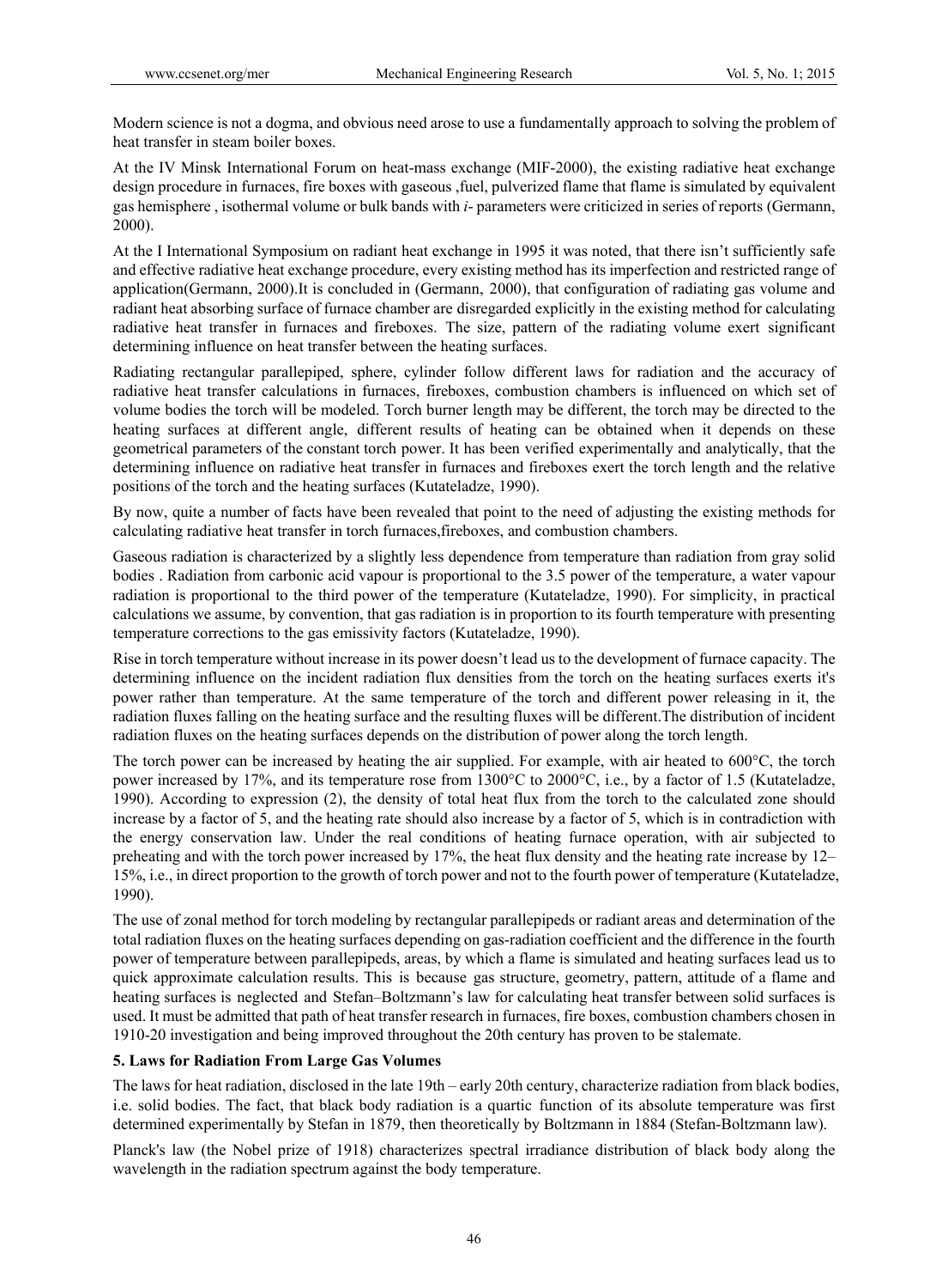Modern science is not a dogma, and obvious need arose to use a fundamentally approach to solving the problem of heat transfer in steam boiler boxes.

At the IV Minsk International Forum on heat-mass exchange (MIF-2000), the existing radiative heat exchange design procedure in furnaces, fire boxes with gaseous ,fuel, pulverized flame that flame is simulated by equivalent gas hemisphere , isothermal volume or bulk bands with *i*- parameters were criticized in series of reports (Germann, 2000).

At the I International Symposium on radiant heat exchange in 1995 it was noted, that there isn't sufficiently safe and effective radiative heat exchange procedure, every existing method has its imperfection and restricted range of application(Germann, 2000).It is concluded in (Germann, 2000), that configuration of radiating gas volume and radiant heat absorbing surface of furnace chamber are disregarded explicitly in the existing method for calculating radiative heat transfer in furnaces and fireboxes. The size, pattern of the radiating volume exert significant determining influence on heat transfer between the heating surfaces.

Radiating rectangular parallepiped, sphere, cylinder follow different laws for radiation and the accuracy of radiative heat transfer calculations in furnaces, fireboxes, combustion chambers is influenced on which set of volume bodies the torch will be modeled. Torch burner length may be different, the torch may be directed to the heating surfaces at different angle, different results of heating can be obtained when it depends on these geometrical parameters of the constant torch power. It has been verified experimentally and analytically, that the determining influence on radiative heat transfer in furnaces and fireboxes exert the torch length and the relative positions of the torch and the heating surfaces (Kutateladze, 1990).

By now, quite a number of facts have been revealed that point to the need of adjusting the existing methods for calculating radiative heat transfer in torch furnaces,fireboxes, and combustion chambers.

Gaseous radiation is characterized by a slightly less dependence from temperature than radiation from gray solid bodies . Radiation from carbonic acid vapour is proportional to the 3.5 power of the temperature, a water vapour radiation is proportional to the third power of the temperature (Kutateladze, 1990). For simplicity, in practical calculations we assume, by convention, that gas radiation is in proportion to its fourth temperature with presenting temperature corrections to the gas emissivity factors (Kutateladze, 1990).

Rise in torch temperature without increase in its power doesn't lead us to the development of furnace capacity. The determining influence on the incident radiation flux densities from the torch on the heating surfaces exerts it's power rather than temperature. At the same temperature of the torch and different power releasing in it, the radiation fluxes falling on the heating surface and the resulting fluxes will be different.The distribution of incident radiation fluxes on the heating surfaces depends on the distribution of power along the torch length.

The torch power can be increased by heating the air supplied. For example, with air heated to 600°C, the torch power increased by 17%, and its temperature rose from 1300°C to 2000°C, i.e., by a factor of 1.5 (Kutateladze, 1990). According to expression (2), the density of total heat flux from the torch to the calculated zone should increase by a factor of 5, and the heating rate should also increase by a factor of 5, which is in contradiction with the energy conservation law. Under the real conditions of heating furnace operation, with air subjected to preheating and with the torch power increased by 17%, the heat flux density and the heating rate increase by 12–15%, i.e., in direct proportion to the growth of torch power and not to the fourth power of temperature (Kutateladze, 1990).

The use of zonal method for torch modeling by rectangular parallepipeds or radiant areas and determination of the total radiation fluxes on the heating surfaces depending on gas-radiation coefficient and the difference in the fourth power of temperature between parallepipeds, areas, by which a flame is simulated and heating surfaces lead us to quick approximate calculation results. This is because gas structure, geometry, pattern, attitude of a flame and heating surfaces is neglected and Stefan–Boltzmann's law for calculating heat transfer between solid surfaces is used. It must be admitted that path of heat transfer research in furnaces, fire boxes, combustion chambers chosen in 1910-20 investigation and being improved throughout the 20th century has proven to be stalemate.

## 5. Laws for Radiation From Large Gas Volumes

The laws for heat radiation, disclosed in the late 19th – early 20th century, characterize radiation from black bodies, i.e. solid bodies. The fact, that black body radiation is a quartic function of its absolute temperature was first determined experimentally by Stefan in 1879, then theoretically by Boltzmann in 1884 (Stefan-Boltzmann law).

Planck's law (the Nobel prize of 1918) characterizes spectral irradiance distribution of black body along the wavelength in the radiation spectrum against the body temperature.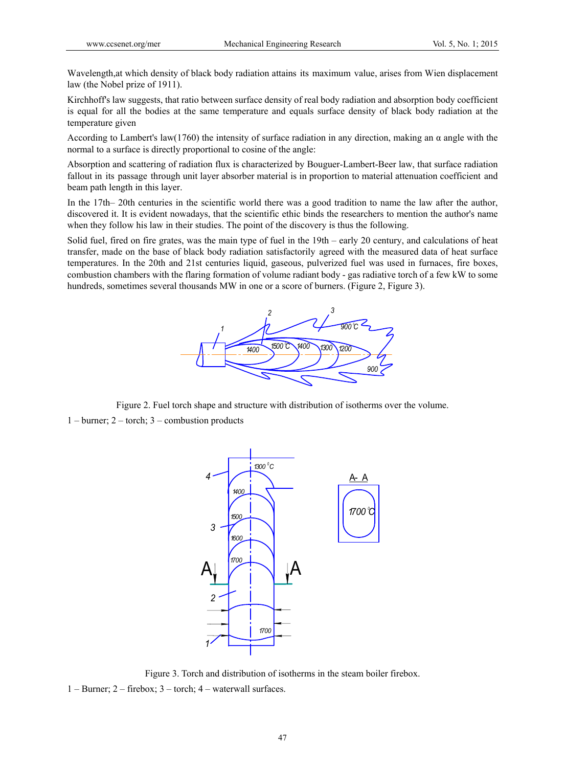Wavelength,at which density of black body radiation attains its maximum value, arises from Wien displacement law (the Nobel prize of 1911).

Kirchhoff's law suggests, that ratio between surface density of real body radiation and absorption body coefficient is equal for all the bodies at the same temperature and equals surface density of black body radiation at the temperature given

According to Lambert's law(1760) the intensity of surface radiation in any direction, making an α angle with the normal to a surface is directly proportional to cosine of the angle:

Absorption and scattering of radiation flux is characterized by Bouguer-Lambert-Beer law, that surface radiation fallout in its passage through unit layer absorber material is in proportion to material attenuation coefficient and beam path length in this layer.

In the 17th– 20th centuries in the scientific world there was a good tradition to name the law after the author, discovered it. It is evident nowadays, that the scientific ethic binds the researchers to mention the author's name when they follow his law in their studies. The point of the discovery is thus the following.

Solid fuel, fired on fire grates, was the main type of fuel in the 19th – early 20 century, and calculations of heat transfer, made on the base of black body radiation satisfactorily agreed with the measured data of heat surface temperatures. In the 20th and 21st centuries liquid, gaseous, pulverized fuel was used in furnaces, fire boxes, combustion chambers with the flaring formation of volume radiant body - gas radiative torch of a few kW to some hundreds, sometimes several thousands MW in one or a score of burners. (Figure 2, Figure 3).

Figure 2. Fuel torch shape and structure with distribution of isotherms over the volume.

1 – burner; 2 – torch; 3 – combustion products

Figure 3. Torch and distribution of isotherms in the steam boiler firebox.

1 – Burner; 2 – firebox; 3 – torch; 4 – waterwall surfaces.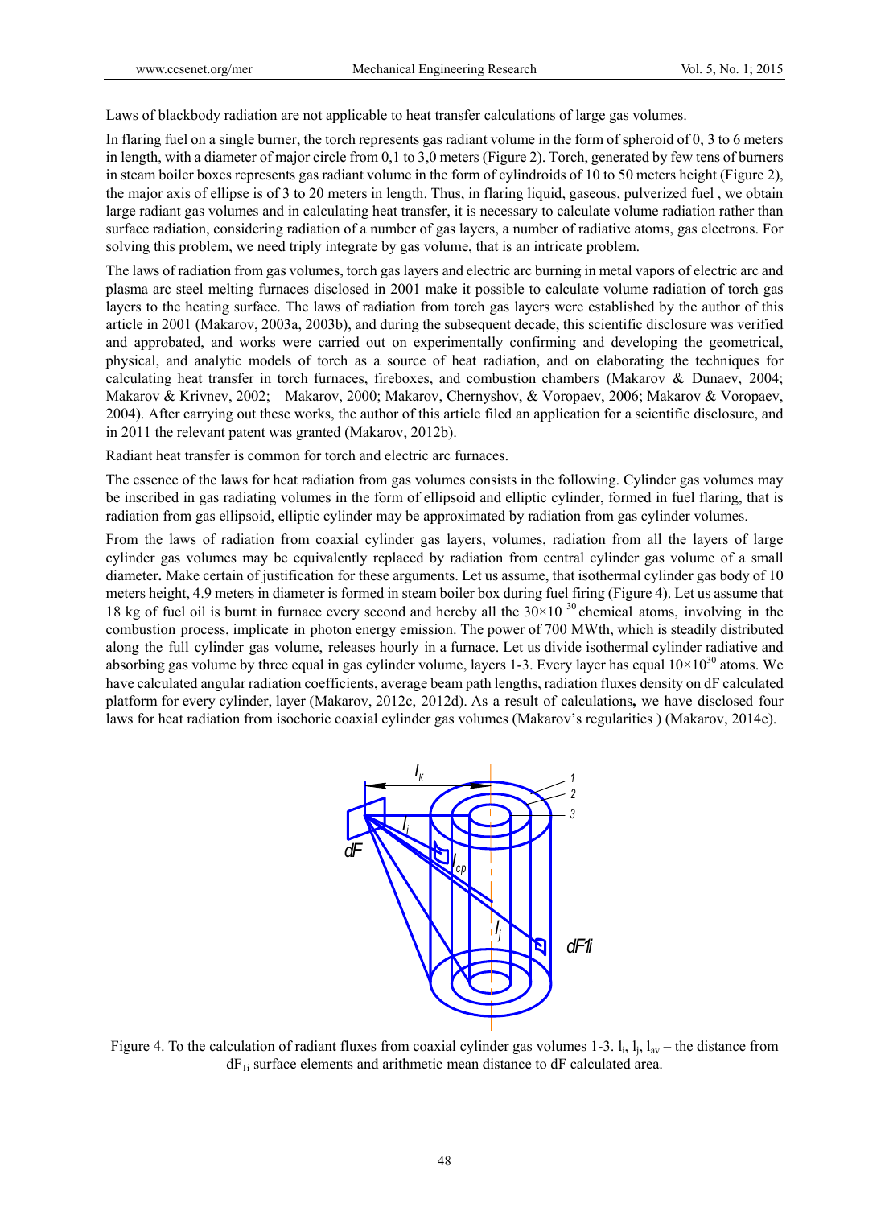Laws of blackbody radiation are not applicable to heat transfer calculations of large gas volumes.

In flaring fuel on a single burner, the torch represents gas radiant volume in the form of spheroid of 0, 3 to 6 meters in length, with a diameter of major circle from 0,1 to 3,0 meters (Figure 2). Torch, generated by few tens of burners in steam boiler boxes represents gas radiant volume in the form of cylindroids of 10 to 50 meters height (Figure 2), the major axis of ellipse is of 3 to 20 meters in length. Thus, in flaring liquid, gaseous, pulverized fuel , we obtain large radiant gas volumes and in calculating heat transfer, it is necessary to calculate volume radiation rather than surface radiation, considering radiation of a number of gas layers, a number of radiative atoms, gas electrons. For solving this problem, we need triply integrate by gas volume, that is an intricate problem.

The laws of radiation from gas volumes, torch gas layers and electric arc burning in metal vapors of electric arc and plasma arc steel melting furnaces disclosed in 2001 make it possible to calculate volume radiation of torch gas layers to the heating surface. The laws of radiation from torch gas layers were established by the author of this article in 2001 (Makarov, 2003a, 2003b), and during the subsequent decade, this scientific disclosure was verified and approbated, and works were carried out on experimentally confirming and developing the geometrical, physical, and analytic models of torch as a source of heat radiation, and on elaborating the techniques for calculating heat transfer in torch furnaces, fireboxes, and combustion chambers (Makarov & Dunaev, 2004; Makarov & Krivnev, 2002; Makarov, 2000; Makarov, Chernyshov, & Voropaev, 2006; Makarov & Voropaev, 2004). After carrying out these works, the author of this article filed an application for a scientific disclosure, and in 2011 the relevant patent was granted (Makarov, 2012b).

Radiant heat transfer is common for torch and electric arc furnaces.

The essence of the laws for heat radiation from gas volumes consists in the following. Cylinder gas volumes may be inscribed in gas radiating volumes in the form of ellipsoid and elliptic cylinder, formed in fuel flaring, that is radiation from gas ellipsoid, elliptic cylinder may be approximated by radiation from gas cylinder volumes.

From the laws of radiation from coaxial cylinder gas layers, volumes, radiation from all the layers of large cylinder gas volumes may be equivalently replaced by radiation from central cylinder gas volume of a small diameter**.** Make certain of justification for these arguments. Let us assume, that isothermal cylinder gas body of 10 meters height, 4.9 meters in diameter is formed in steam boiler box during fuel firing (Figure 4). Let us assume that 18 kg of fuel oil is burnt in furnace every second and hereby all the $30\times10^{30}$ chemical atoms, involving in the combustion process, implicate in photon energy emission. The power of 700 MWth, which is steadily distributed along the full cylinder gas volume, releases hourly in a furnace. Let us divide isothermal cylinder radiative and absorbing gas volume by three equal in gas cylinder volume, layers 1-3. Every layer has equal $10\times10^{30}$ atoms. We have calculated angular radiation coefficients, average beam path lengths, radiation fluxes density on dF calculated platform for every cylinder, layer (Makarov, 2012c, 2012d). As a result of calculations**,** we have disclosed four laws for heat radiation from isochoric coaxial cylinder gas volumes (Makarov's regularities ) (Makarov, 2014e).

Figure 4. To the calculation of radiant fluxes from coaxial cylinder gas volumes 1-3. $l_i$, $l_j$, $l_{av}$ – the distance from $dF_{1i}$ surface elements and arithmetic mean distance to dF calculated area.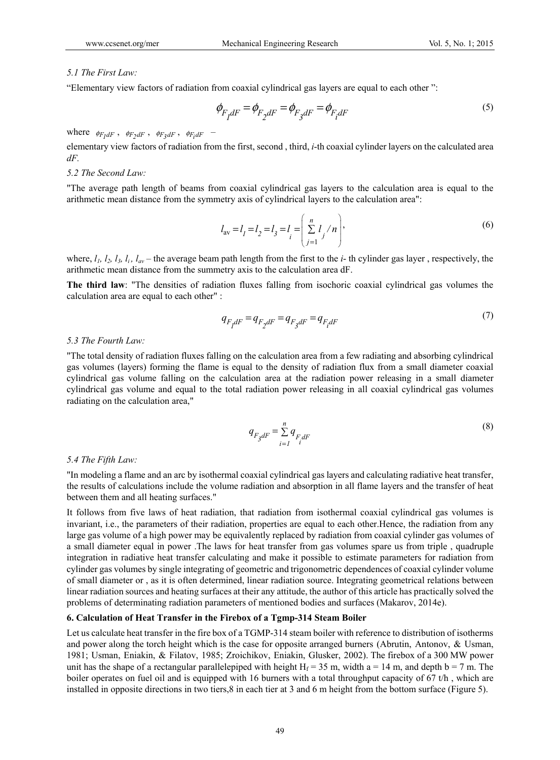*5.1 The First Law:*

“Elementary view factors of radiation from coaxial cylindrical gas layers are equal to each other ”:

$$\phi_{F_1dF} = \phi_{F_2dF} = \phi_{F_3dF} = \phi_{F_idF} \tag{5}$$

where $\phi_{F_1dF}$ , $\phi_{F_2dF}$ , $\phi_{F_3dF}$ , $\phi_{F_idF}$ –

elementary view factors of radiation from the first, second , third, *i*-th coaxial cylinder layers on the calculated area *dF*.

*5.2 The Second Law:*

"The average path length of beams from coaxial cylindrical gas layers to the calculation area is equal to the arithmetic mean distance from the symmetry axis of cylindrical layers to the calculation area":

$$l_{\text{av}} = l_1 = l_2 = l_3 = l_i = \left( \sum_{j=1}^{n} l_j / n \right), \tag{6}$$

where, $l_1$, $l_2$, $l_3$, $l_i$ , $l_{av}$ – the average beam path length from the first to the *i*- th cylinder gas layer , respectively, the arithmetic mean distance from the summetry axis to the calculation area dF.

**The third law**: "The densities of radiation fluxes falling from isochoric coaxial cylindrical gas volumes the calculation area are equal to each other" :

$$q_{F_1dF} = q_{F_2dF} = q_{F_3dF} = q_{F_idF} \tag{7}$$

*5.3 The Fourth Law:*

"The total density of radiation fluxes falling on the calculation area from a few radiating and absorbing cylindrical gas volumes (layers) forming the flame is equal to the density of radiation flux from a small diameter coaxial cylindrical gas volume falling on the calculation area at the radiation power releasing in a small diameter cylindrical gas volume and equal to the total radiation power releasing in all coaxial cylindrical gas volumes radiating on the calculation area,"

$$q_{F_3dF} = \sum_{i=1}^{n} q_{F_idF} \tag{8}$$

*5.4 The Fifth Law:*

"In modeling a flame and an arc by isothermal coaxial cylindrical gas layers and calculating radiative heat transfer, the results of calculations include the volume radiation and absorption in all flame layers and the transfer of heat between them and all heating surfaces."

It follows from five laws of heat radiation, that radiation from isothermal coaxial cylindrical gas volumes is invariant, i.e., the parameters of their radiation, properties are equal to each other.Hence, the radiation from any large gas volume of a high power may be equivalently replaced by radiation from coaxial cylinder gas volumes of a small diameter equal in power .The laws for heat transfer from gas volumes spare us from triple , quadruple integration in radiative heat transfer calculating and make it possible to estimate parameters for radiation from cylinder gas volumes by single integrating of geometric and trigonometric dependences of coaxial cylinder volume of small diameter or , as it is often determined, linear radiation source. Integrating geometrical relations between linear radiation sources and heating surfaces at their any attitude, the author of this article has practically solved the problems of determinating radiation parameters of mentioned bodies and surfaces (Makarov, 2014e).

## 6. Calculation of Heat Transfer in the Firebox of a Tgmp-314 Steam Boiler

Let us calculate heat transfer in the fire box of a TGMP-314 steam boiler with reference to distribution of isotherms and power along the torch height which is the case for opposite arranged burners (Abrutin, Antonov, & Usman, 1981; Usman, Eniakin, & Filatov, 1985; Zroichikov, Eniakin, Glusker, 2002). The firebox of a 300 MW power unit has the shape of a rectangular parallelepiped with height $H_f$ = 35 m, width a = 14 m, and depth b = 7 m. The boiler operates on fuel oil and is equipped with 16 burners with a total throughput capacity of 67 t/h , which are installed in opposite directions in two tiers,8 in each tier at 3 and 6 m height from the bottom surface (Figure 5).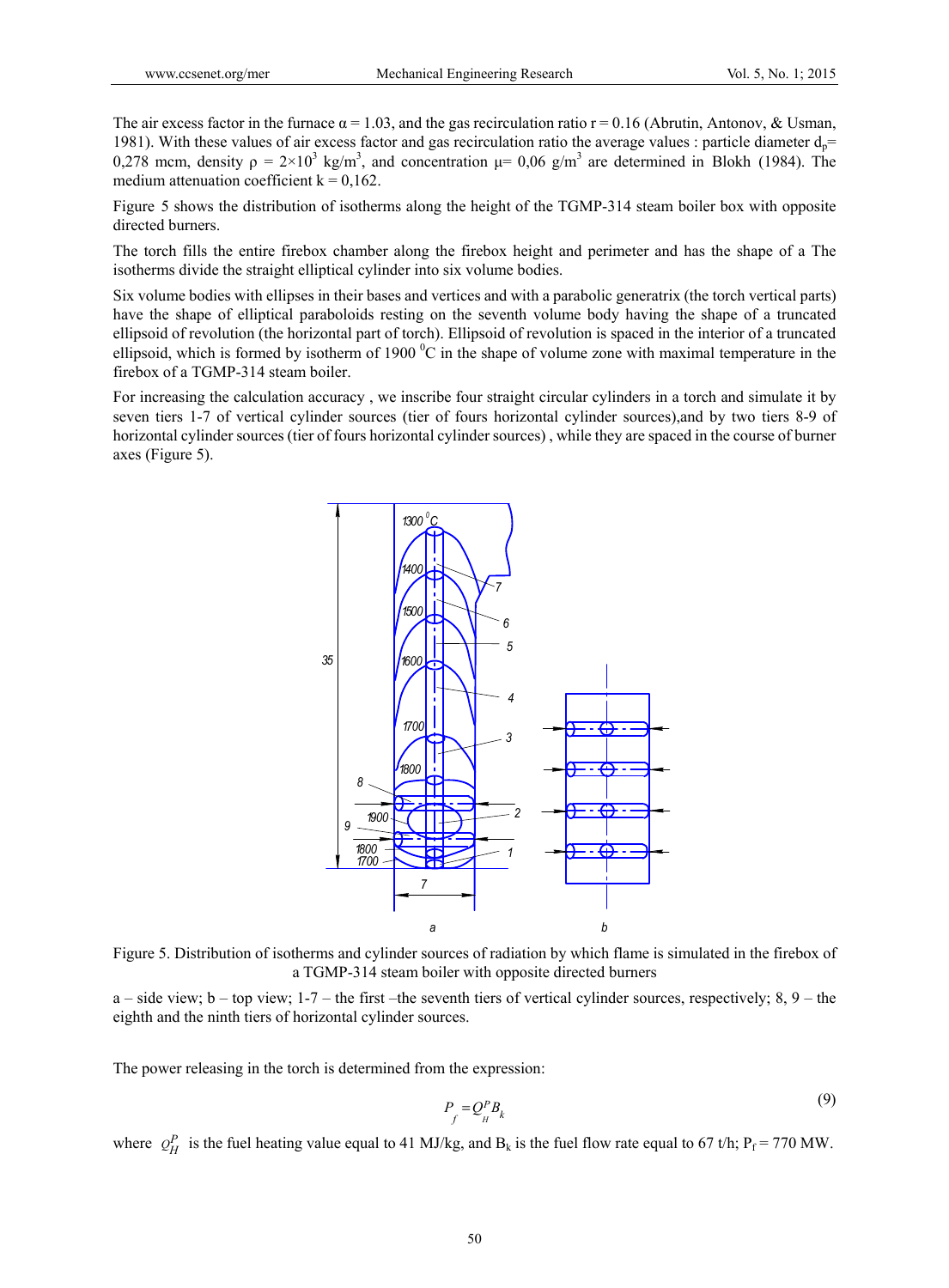The air excess factor in the furnace α = 1.03, and the gas recirculation ratio r = 0.16 (Abrutin, Antonov, & Usman, 1981). With these values of air excess factor and gas recirculation ratio the average values : particle diameter $d_p$= 0,278 mcm, density $\rho = 2\times10^3$ kg/m$^3$, and concentration $\mu$= 0,06 g/m$^3$ are determined in Blokh (1984). The medium attenuation coefficient k = 0,162.

Figure 5 shows the distribution of isotherms along the height of the TGMP-314 steam boiler box with opposite directed burners.

The torch fills the entire firebox chamber along the firebox height and perimeter and has the shape of a The isotherms divide the straight elliptical cylinder into six volume bodies.

Six volume bodies with ellipses in their bases and vertices and with a parabolic generatrix (the torch vertical parts) have the shape of elliptical paraboloids resting on the seventh volume body having the shape of a truncated ellipsoid of revolution (the horizontal part of torch). Ellipsoid of revolution is spaced in the interior of a truncated ellipsoid, which is formed by isotherm of 1900 $^0$C in the shape of volume zone with maximal temperature in the firebox of a TGMP-314 steam boiler.

For increasing the calculation accuracy , we inscribe four straight circular cylinders in a torch and simulate it by seven tiers 1-7 of vertical cylinder sources (tier of fours horizontal cylinder sources),and by two tiers 8-9 of horizontal cylinder sources (tier of fours horizontal cylinder sources) , while they are spaced in the course of burner axes (Figure 5).

Figure 5. Distribution of isotherms and cylinder sources of radiation by which flame is simulated in the firebox of a TGMP-314 steam boiler with opposite directed burners

a – side view; b – top view; 1-7 – the first –the seventh tiers of vertical cylinder sources, respectively; 8, 9 – the eighth and the ninth tiers of horizontal cylinder sources.

The power releasing in the torch is determined from the expression:

$$P_f = Q_H^P B_k \tag{9}$$

where $Q_H^P$ is the fuel heating value equal to 41 MJ/kg, and $B_k$ is the fuel flow rate equal to 67 t/h; $P_f$ = 770 MW.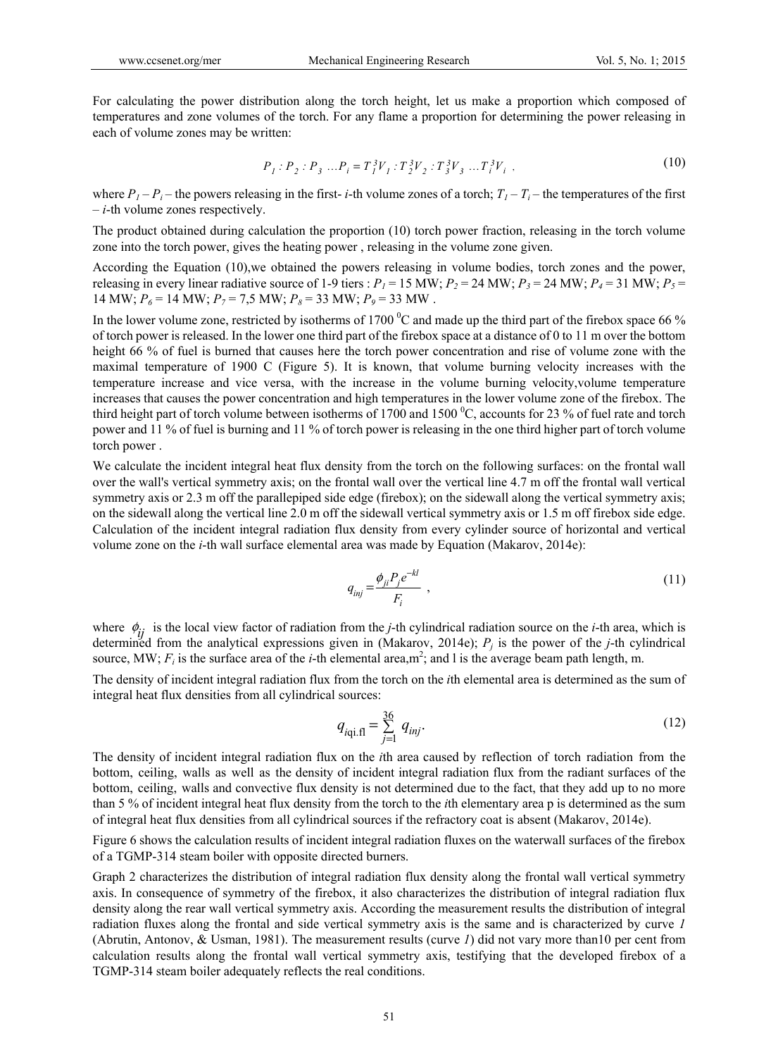For calculating the power distribution along the torch height, let us make a proportion which composed of temperatures and zone volumes of the torch. For any flame a proportion for determining the power releasing in each of volume zones may be written:

$$P_1 : P_2 : P_3 \ldots P_i = T_1^3 V_1 : T_2^3 V_2 : T_3^3 V_3 \ldots T_i^3 V_i \ , \tag{10}$$

where $P_1 – P_i$ – the powers releasing in the first- $i$-th volume zones of a torch; $T_1 – T_i$ – the temperatures of the first – $i$-th volume zones respectively.

The product obtained during calculation the proportion (10) torch power fraction, releasing in the torch volume zone into the torch power, gives the heating power , releasing in the volume zone given.

According the Equation (10),we obtained the powers releasing in volume bodies, torch zones and the power, releasing in every linear radiative source of 1-9 tiers : $P_1$ = 15 MW; $P_2$ = 24 MW; $P_3$ = 24 MW; $P_4$ = 31 MW; $P_5$ = 14 MW; $P_6$ = 14 MW; $P_7$ = 7,5 MW; $P_8$ = 33 MW; $P_9$ = 33 MW .

In the lower volume zone, restricted by isotherms of 1700 $^0$C and made up the third part of the firebox space 66 % of torch power is released. In the lower one third part of the firebox space at a distance of 0 to 11 m over the bottom height 66 % of fuel is burned that causes here the torch power concentration and rise of volume zone with the maximal temperature of 1900 C (Figure 5). It is known, that volume burning velocity increases with the temperature increase and vice versa, with the increase in the volume burning velocity,volume temperature increases that causes the power concentration and high temperatures in the lower volume zone of the firebox. The third height part of torch volume between isotherms of 1700 and 1500 $^0$C, accounts for 23 % of fuel rate and torch power and 11 % of fuel is burning and 11 % of torch power is releasing in the one third higher part of torch volume torch power .

We calculate the incident integral heat flux density from the torch on the following surfaces: on the frontal wall over the wall's vertical symmetry axis; on the frontal wall over the vertical line 4.7 m off the frontal wall vertical symmetry axis or 2.3 m off the parallepiped side edge (firebox); on the sidewall along the vertical symmetry axis; on the sidewall along the vertical line 2.0 m off the sidewall vertical symmetry axis or 1.5 m off firebox side edge. Calculation of the incident integral radiation flux density from every cylinder source of horizontal and vertical volume zone on the $i$-th wall surface elemental area was made by Equation (Makarov, 2014e):

$$q_{inj} = \frac{\phi_{ji} P_j e^{-kl}}{F_i} \ , \tag{11}$$

where $\phi_{ij}$ is the local view factor of radiation from the $j$-th cylindrical radiation source on the $i$-th area, which is determined from the analytical expressions given in (Makarov, 2014e); $P_j$ is the power of the $j$-th cylindrical source, MW; $F_i$ is the surface area of the $i$-th elemental area,m$^2$; and l is the average beam path length, m.

The density of incident integral radiation flux from the torch on the $i$th elemental area is determined as the sum of integral heat flux densities from all cylindrical sources:

$$q_{i\text{qi.fl}} = \sum_{j=1}^{36} q_{inj}. \tag{12}$$

The density of incident integral radiation flux on the $i$th area caused by reflection of torch radiation from the bottom, ceiling, walls as well as the density of incident integral radiation flux from the radiant surfaces of the bottom, ceiling, walls and convective flux density is not determined due to the fact, that they add up to no more than 5 % of incident integral heat flux density from the torch to the $i$th elementary area p is determined as the sum of integral heat flux densities from all cylindrical sources if the refractory coat is absent (Makarov, 2014e).

Figure 6 shows the calculation results of incident integral radiation fluxes on the waterwall surfaces of the firebox of a TGMP-314 steam boiler with opposite directed burners.

Graph 2 characterizes the distribution of integral radiation flux density along the frontal wall vertical symmetry axis. In consequence of symmetry of the firebox, it also characterizes the distribution of integral radiation flux density along the rear wall vertical symmetry axis. According the measurement results the distribution of integral radiation fluxes along the frontal and side vertical symmetry axis is the same and is characterized by curve *1* (Abrutin, Antonov, & Usman, 1981). The measurement results (curve *1*) did not vary more than10 per cent from calculation results along the frontal wall vertical symmetry axis, testifying that the developed firebox of a TGMP-314 steam boiler adequately reflects the real conditions.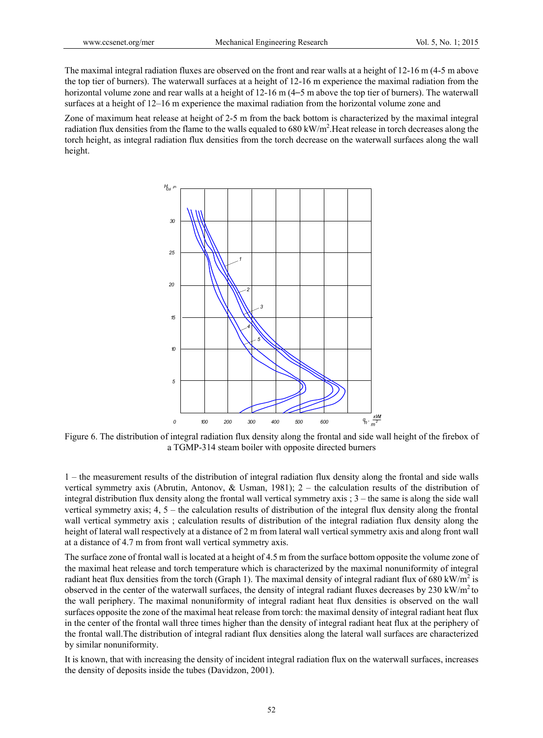The maximal integral radiation fluxes are observed on the front and rear walls at a height of 12-16 m (4-5 m above the top tier of burners). The waterwall surfaces at a height of 12-16 m experience the maximal radiation from the horizontal volume zone and rear walls at a height of 12-16 m (4–5 m above the top tier of burners). The waterwall surfaces at a height of 12–16 m experience the maximal radiation from the horizontal volume zone and

Zone of maximum heat release at height of 2-5 m from the back bottom is characterized by the maximal integral radiation flux densities from the flame to the walls equaled to 680 kW/m$^2$.Heat release in torch decreases along the torch height, as integral radiation flux densities from the torch decrease on the waterwall surfaces along the wall height.

Figure 6. The distribution of integral radiation flux density along the frontal and side wall height of the firebox of a TGMP-314 steam boiler with opposite directed burners

1 – the measurement results of the distribution of integral radiation flux density along the frontal and side walls vertical symmetry axis (Abrutin, Antonov, & Usman, 1981); 2 – the calculation results of the distribution of integral distribution flux density along the frontal wall vertical symmetry axis ; 3 – the same is along the side wall vertical symmetry axis; 4, 5 – the calculation results of distribution of the integral flux density along the frontal wall vertical symmetry axis ; calculation results of distribution of the integral radiation flux density along the height of lateral wall respectively at a distance of 2 m from lateral wall vertical symmetry axis and along front wall at a distance of 4.7 m from front wall vertical symmetry axis.

The surface zone of frontal wall is located at a height of 4.5 m from the surface bottom opposite the volume zone of the maximal heat release and torch temperature which is characterized by the maximal nonuniformity of integral radiant heat flux densities from the torch (Graph 1). The maximal density of integral radiant flux of 680 kW/m$^2$ is observed in the center of the waterwall surfaces, the density of integral radiant fluxes decreases by 230 kW/m$^2$ to the wall periphery. The maximal nonuniformity of integral radiant heat flux densities is observed on the wall surfaces opposite the zone of the maximal heat release from torch: the maximal density of integral radiant heat flux in the center of the frontal wall three times higher than the density of integral radiant heat flux at the periphery of the frontal wall.The distribution of integral radiant flux densities along the lateral wall surfaces are characterized by similar nonuniformity.

It is known, that with increasing the density of incident integral radiation flux on the waterwall surfaces, increases the density of deposits inside the tubes (Davidzon, 2001).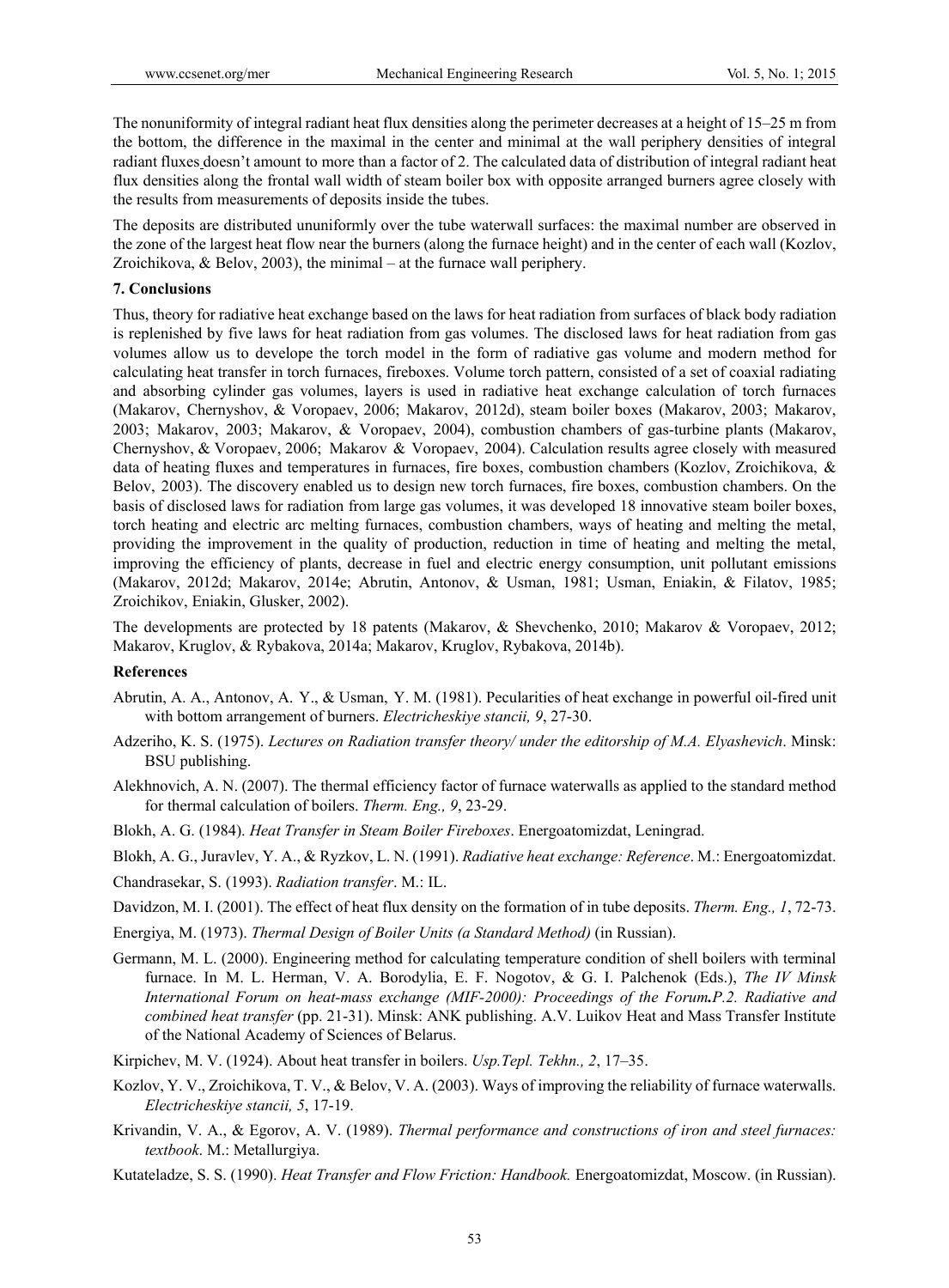The nonuniformity of integral radiant heat flux densities along the perimeter decreases at a height of 15–25 m from the bottom, the difference in the maximal in the center and minimal at the wall periphery densities of integral radiant fluxes doesn't amount to more than a factor of 2. The calculated data of distribution of integral radiant heat flux densities along the frontal wall width of steam boiler box with opposite arranged burners agree closely with the results from measurements of deposits inside the tubes.

The deposits are distributed ununiformly over the tube waterwall surfaces: the maximal number are observed in the zone of the largest heat flow near the burners (along the furnace height) and in the center of each wall (Kozlov, Zroichikova, & Belov, 2003), the minimal – at the furnace wall periphery.

### 7. Conclusions

Thus, theory for radiative heat exchange based on the laws for heat radiation from surfaces of black body radiation is replenished by five laws for heat radiation from gas volumes. The disclosed laws for heat radiation from gas volumes allow us to develope the torch model in the form of radiative gas volume and modern method for calculating heat transfer in torch furnaces, fireboxes. Volume torch pattern, consisted of a set of coaxial radiating and absorbing cylinder gas volumes, layers is used in radiative heat exchange calculation of torch furnaces (Makarov, Chernyshov, & Voropaev, 2006; Makarov, 2012d), steam boiler boxes (Makarov, 2003; Makarov, 2003; Makarov, 2003; Makarov, & Voropaev, 2004), combustion chambers of gas-turbine plants (Makarov, Chernyshov, & Voropaev, 2006; Makarov & Voropaev, 2004). Calculation results agree closely with measured data of heating fluxes and temperatures in furnaces, fire boxes, combustion chambers (Kozlov, Zroichikova, & Belov, 2003). The discovery enabled us to design new torch furnaces, fire boxes, combustion chambers. On the basis of disclosed laws for radiation from large gas volumes, it was developed 18 innovative steam boiler boxes, torch heating and electric arc melting furnaces, combustion chambers, ways of heating and melting the metal, providing the improvement in the quality of production, reduction in time of heating and melting the metal, improving the efficiency of plants, decrease in fuel and electric energy consumption, unit pollutant emissions (Makarov, 2012d; Makarov, 2014e; Abrutin, Antonov, & Usman, 1981; Usman, Eniakin, & Filatov, 1985; Zroichikov, Eniakin, Glusker, 2002).

The developments are protected by 18 patents (Makarov, & Shevchenko, 2010; Makarov & Voropaev, 2012; Makarov, Kruglov, & Rybakova, 2014a; Makarov, Kruglov, Rybakova, 2014b).

### References

Abrutin, A. A., Antonov, A. Y., & Usman, Y. M. (1981). Pecularities of heat exchange in powerful oil-fired unit with bottom arrangement of burners. *Electricheskiye stancii, 9*, 27-30.

Adzeriho, K. S. (1975). *Lectures on Radiation transfer theory/ under the editorship of M.A. Elyashevich*. Minsk: BSU publishing.

Alekhnovich, A. N. (2007). The thermal efficiency factor of furnace waterwalls as applied to the standard method for thermal calculation of boilers. *Therm. Eng., 9*, 23-29.

Blokh, A. G. (1984). *Heat Transfer in Steam Boiler Fireboxes*. Energoatomizdat, Leningrad.

Blokh, A. G., Juravlev, Y. A., & Ryzkov, L. N. (1991). *Radiative heat exchange: Reference*. M.: Energoatomizdat.

Chandrasekar, S. (1993). *Radiation transfer*. M.: IL.

Davidzon, M. I. (2001). The effect of heat flux density on the formation of in tube deposits. *Therm. Eng., 1*, 72-73.

Energiya, M. (1973). *Thermal Design of Boiler Units (a Standard Method)* (in Russian).

Germann, M. L. (2000). Engineering method for calculating temperature condition of shell boilers with terminal furnace. In M. L. Herman, V. A. Borodylia, E. F. Nogotov, & G. I. Palchenok (Eds.), *The IV Minsk International Forum on heat-mass exchange (MIF-2000): Proceedings of the Forum.P.2. Radiative and combined heat transfer* (pp. 21-31). Minsk: ANK publishing. A.V. Luikov Heat and Mass Transfer Institute of the National Academy of Sciences of Belarus.

Kirpichev, M. V. (1924). About heat transfer in boilers. *Usp.Tepl. Tekhn., 2*, 17–35.

Kozlov, Y. V., Zroichikova, T. V., & Belov, V. A. (2003). Ways of improving the reliability of furnace waterwalls. *Electricheskiye stancii, 5*, 17-19.

Krivandin, V. A., & Egorov, A. V. (1989). *Thermal performance and constructions of iron and steel furnaces: textbook*. M.: Metallurgiya.

Kutateladze, S. S. (1990). *Heat Transfer and Flow Friction: Handbook.* Energoatomizdat, Moscow. (in Russian).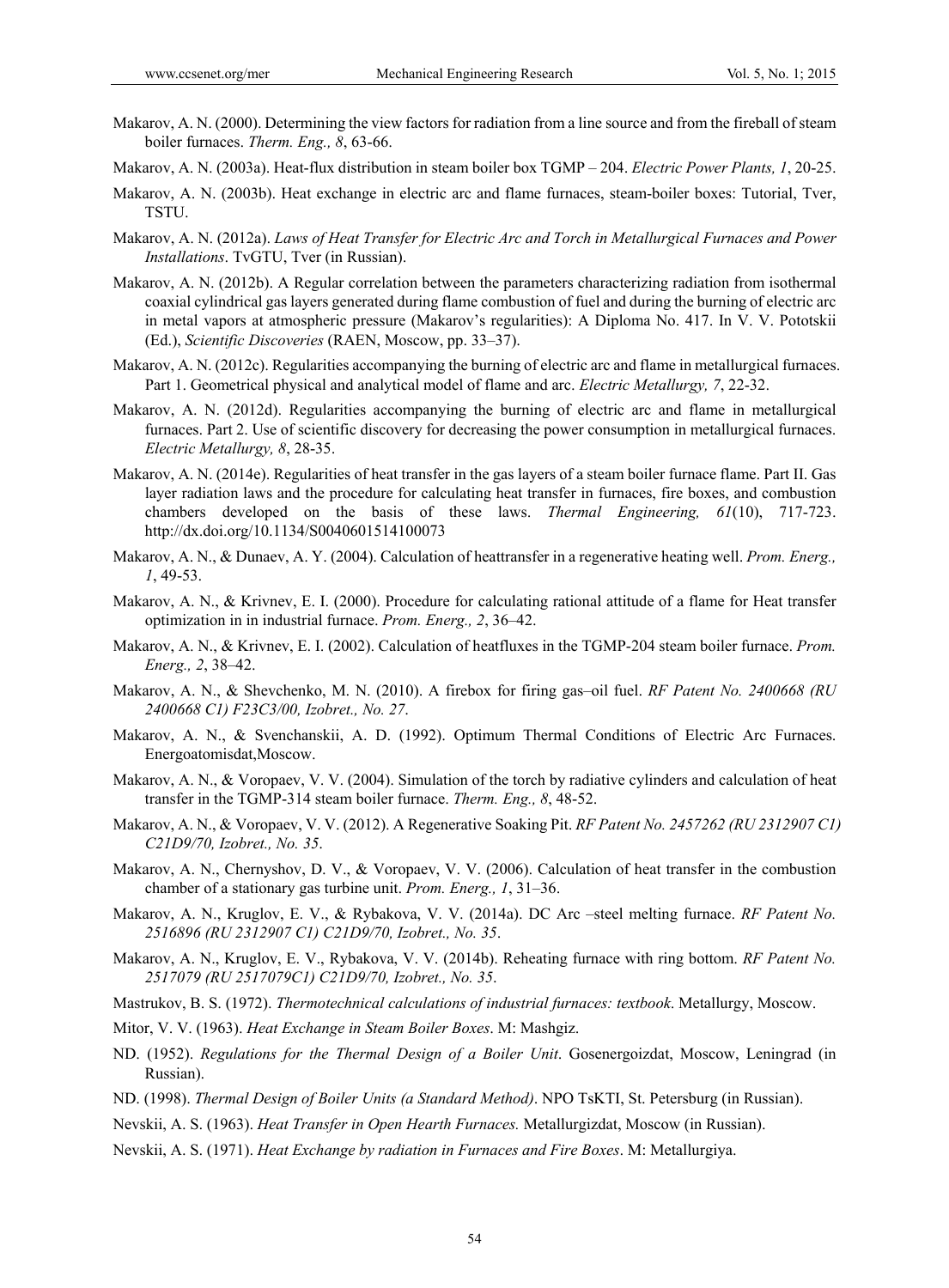Makarov, A. N. (2000). Determining the view factors for radiation from a line source and from the fireball of steam boiler furnaces. *Therm. Eng., 8*, 63-66.

Makarov, A. N. (2003a). Heat-flux distribution in steam boiler box TGMP – 204. *Electric Power Plants, 1*, 20-25.

Makarov, A. N. (2003b). Heat exchange in electric arc and flame furnaces, steam-boiler boxes: Tutorial, Tver, TSTU.

Makarov, A. N. (2012a). *Laws of Heat Transfer for Electric Arc and Torch in Metallurgical Furnaces and Power Installations*. TvGTU, Tver (in Russian).

Makarov, A. N. (2012b). A Regular correlation between the parameters characterizing radiation from isothermal coaxial cylindrical gas layers generated during flame combustion of fuel and during the burning of electric arc in metal vapors at atmospheric pressure (Makarov's regularities): A Diploma No. 417. In V. V. Pototskii (Ed.), *Scientific Discoveries* (RAEN, Moscow, pp. 33–37).

Makarov, A. N. (2012c). Regularities accompanying the burning of electric arc and flame in metallurgical furnaces. Part 1. Geometrical physical and analytical model of flame and arc. *Electric Metallurgy, 7*, 22-32.

Makarov, A. N. (2012d). Regularities accompanying the burning of electric arc and flame in metallurgical furnaces. Part 2. Use of scientific discovery for decreasing the power consumption in metallurgical furnaces. *Electric Metallurgy, 8*, 28-35.

Makarov, A. N. (2014e). Regularities of heat transfer in the gas layers of a steam boiler furnace flame. Part II. Gas layer radiation laws and the procedure for calculating heat transfer in furnaces, fire boxes, and combustion chambers developed on the basis of these laws. *Thermal Engineering, 61*(10), 717-723. http://dx.doi.org/10.1134/S0040601514100073

Makarov, A. N., & Dunaev, A. Y. (2004). Calculation of heattransfer in a regenerative heating well. *Prom. Energ., 1*, 49-53.

Makarov, A. N., & Krivnev, E. I. (2000). Procedure for calculating rational attitude of a flame for Heat transfer optimization in in industrial furnace. *Prom. Energ., 2*, 36–42.

Makarov, A. N., & Krivnev, E. I. (2002). Calculation of heatfluxes in the TGMP-204 steam boiler furnace. *Prom. Energ., 2*, 38–42.

Makarov, A. N., & Shevchenko, M. N. (2010). A firebox for firing gas–oil fuel. *RF Patent No. 2400668 (RU 2400668 C1) F23C3/00, Izobret., No. 27*.

Makarov, A. N., & Svenchanskii, A. D. (1992). Optimum Thermal Conditions of Electric Arc Furnaces. Energoatomisdat,Moscow.

Makarov, A. N., & Voropaev, V. V. (2004). Simulation of the torch by radiative cylinders and calculation of heat transfer in the TGMP-314 steam boiler furnace. *Therm. Eng., 8*, 48-52.

Makarov, A. N., & Voropaev, V. V. (2012). A Regenerative Soaking Pit. *RF Patent No. 2457262 (RU 2312907 C1) C21D9/70, Izobret., No. 35*.

Makarov, A. N., Chernyshov, D. V., & Voropaev, V. V. (2006). Calculation of heat transfer in the combustion chamber of a stationary gas turbine unit. *Prom. Energ., 1*, 31–36.

Makarov, A. N., Kruglov, E. V., & Rybakova, V. V. (2014a). DC Arc –steel melting furnace. *RF Patent No. 2516896 (RU 2312907 C1) C21D9/70, Izobret., No. 35*.

Makarov, A. N., Kruglov, E. V., Rybakova, V. V. (2014b). Reheating furnace with ring bottom. *RF Patent No. 2517079 (RU 2517079C1) C21D9/70, Izobret., No. 35*.

Mastrukov, B. S. (1972). *Thermotechnical calculations of industrial furnaces: textbook*. Metallurgy, Moscow.

Mitor, V. V. (1963). *Heat Exchange in Steam Boiler Boxes*. M: Mashgiz.

ND. (1952). *Regulations for the Thermal Design of a Boiler Unit*. Gosenergoizdat, Moscow, Leningrad (in Russian).

ND. (1998). *Thermal Design of Boiler Units (a Standard Method)*. NPO TsKTI, St. Petersburg (in Russian).

Nevskii, A. S. (1963). *Heat Transfer in Open Hearth Furnaces.* Metallurgizdat, Moscow (in Russian).

Nevskii, A. S. (1971). *Heat Exchange by radiation in Furnaces and Fire Boxes*. M: Metallurgiya.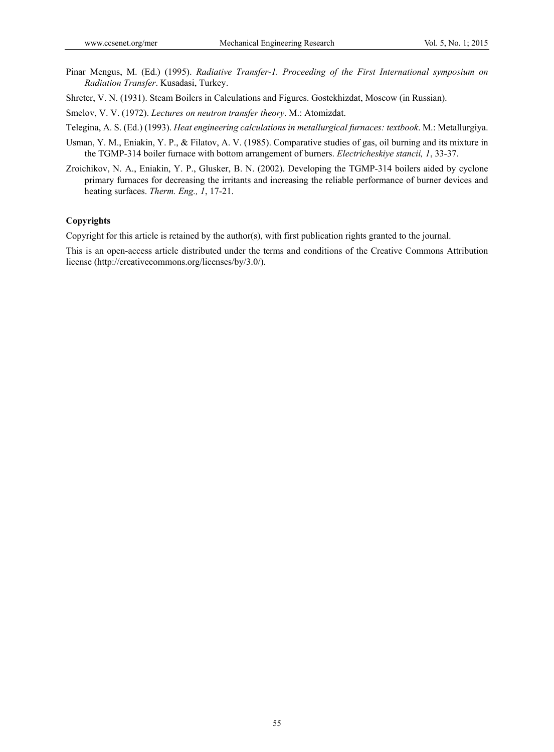Pinar Mengus, M. (Ed.) (1995). *Radiative Transfer-1. Proceeding of the First International symposium on Radiation Transfer*. Kusadasi, Turkey.

Shreter, V. N. (1931). Steam Boilers in Calculations and Figures. Gostekhizdat, Moscow (in Russian).

Smelov, V. V. (1972). *Lectures on neutron transfer theory*. M.: Atomizdat.

Telegina, A. S. (Ed.) (1993). *Heat engineering calculations in metallurgical furnaces: textbook*. M.: Metallurgiya.

Usman, Y. M., Eniakin, Y. P., & Filatov, A. V. (1985). Comparative studies of gas, oil burning and its mixture in the TGMP-314 boiler furnace with bottom arrangement of burners. *Electricheskiye stancii, 1*, 33-37.

Zroichikov, N. A., Eniakin, Y. P., Glusker, B. N. (2002). Developing the TGMP-314 boilers aided by cyclone primary furnaces for decreasing the irritants and increasing the reliable performance of burner devices and heating surfaces. *Therm. Eng., 1*, 17-21.

**Copyrights**

Copyright for this article is retained by the author(s), with first publication rights granted to the journal.

This is an open-access article distributed under the terms and conditions of the Creative Commons Attribution license (http://creativecommons.org/licenses/by/3.0/).